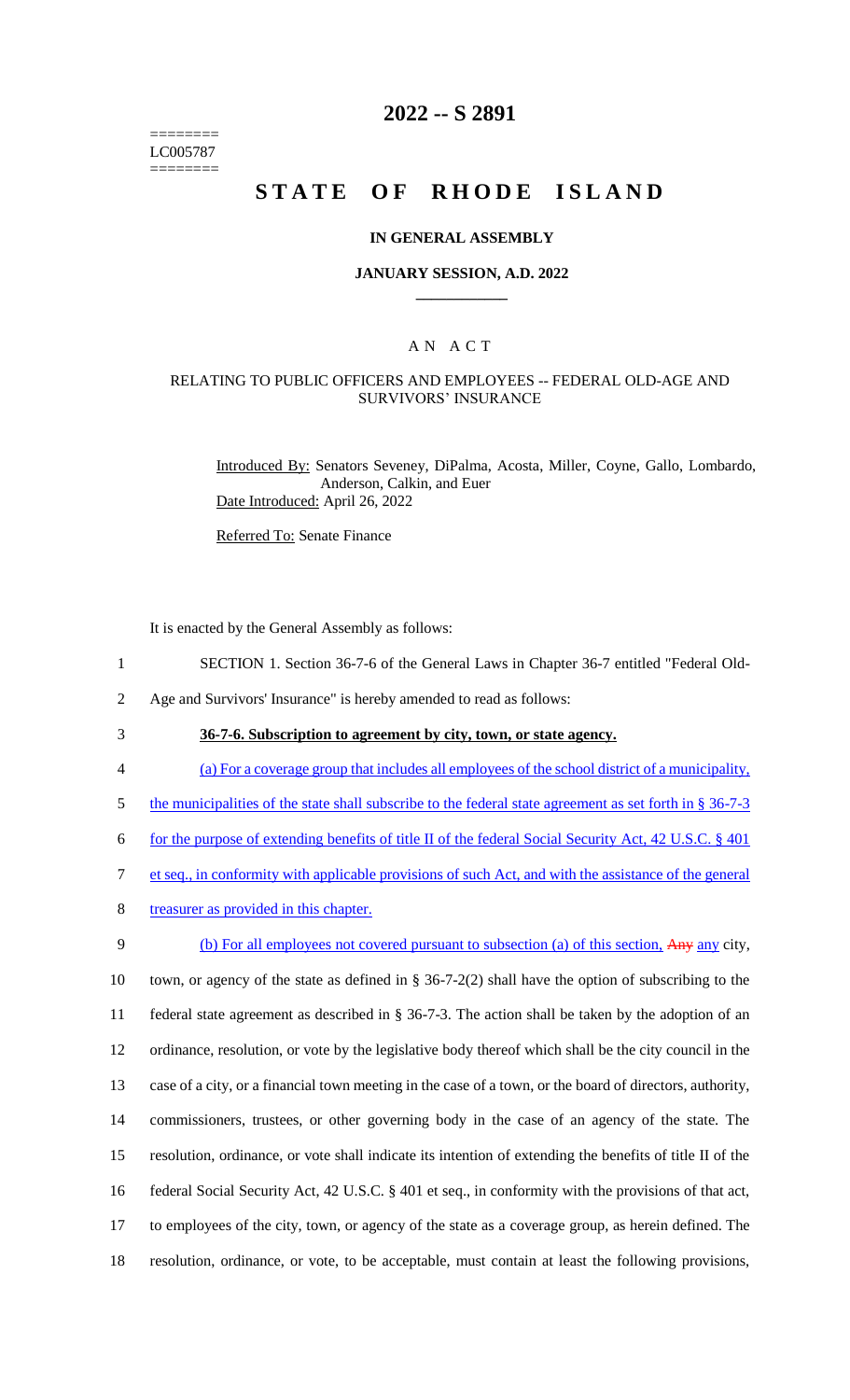========
LC005787
========

# 2022 -- S 2891

# STATE OF RHODE ISLAND

## IN GENERAL ASSEMBLY

### JANUARY SESSION, A.D. 2022

### A N A C T

### RELATING TO PUBLIC OFFICERS AND EMPLOYEES -- FEDERAL OLD-AGE AND SURVIVORS' INSURANCE

Introduced By: Senators Seveney, DiPalma, Acosta, Miller, Coyne, Gallo, Lombardo, Anderson, Calkin, and Euer

Date Introduced: April 26, 2022

Referred To: Senate Finance

It is enacted by the General Assembly as follows:

1 SECTION 1. Section 36-7-6 of the General Laws in Chapter 36-7 entitled "Federal Old-
2 Age and Survivors' Insurance" is hereby amended to read as follows:

3 **36-7-6. Subscription to agreement by city, town, or state agency.**

4 (a) For a coverage group that includes all employees of the school district of a municipality,
5 the municipalities of the state shall subscribe to the federal state agreement as set forth in § 36-7-3
6 for the purpose of extending benefits of title II of the federal Social Security Act, 42 U.S.C. § 401
7 et seq., in conformity with applicable provisions of such Act, and with the assistance of the general
8 treasurer as provided in this chapter.

9 (b) For all employees not covered pursuant to subsection (a) of this section, ~~Any~~ any city,
10 town, or agency of the state as defined in § 36-7-2(2) shall have the option of subscribing to the
11 federal state agreement as described in § 36-7-3. The action shall be taken by the adoption of an
12 ordinance, resolution, or vote by the legislative body thereof which shall be the city council in the
13 case of a city, or a financial town meeting in the case of a town, or the board of directors, authority,
14 commissioners, trustees, or other governing body in the case of an agency of the state. The
15 resolution, ordinance, or vote shall indicate its intention of extending the benefits of title II of the
16 federal Social Security Act, 42 U.S.C. § 401 et seq., in conformity with the provisions of that act,
17 to employees of the city, town, or agency of the state as a coverage group, as herein defined. The
18 resolution, ordinance, or vote, to be acceptable, must contain at least the following provisions,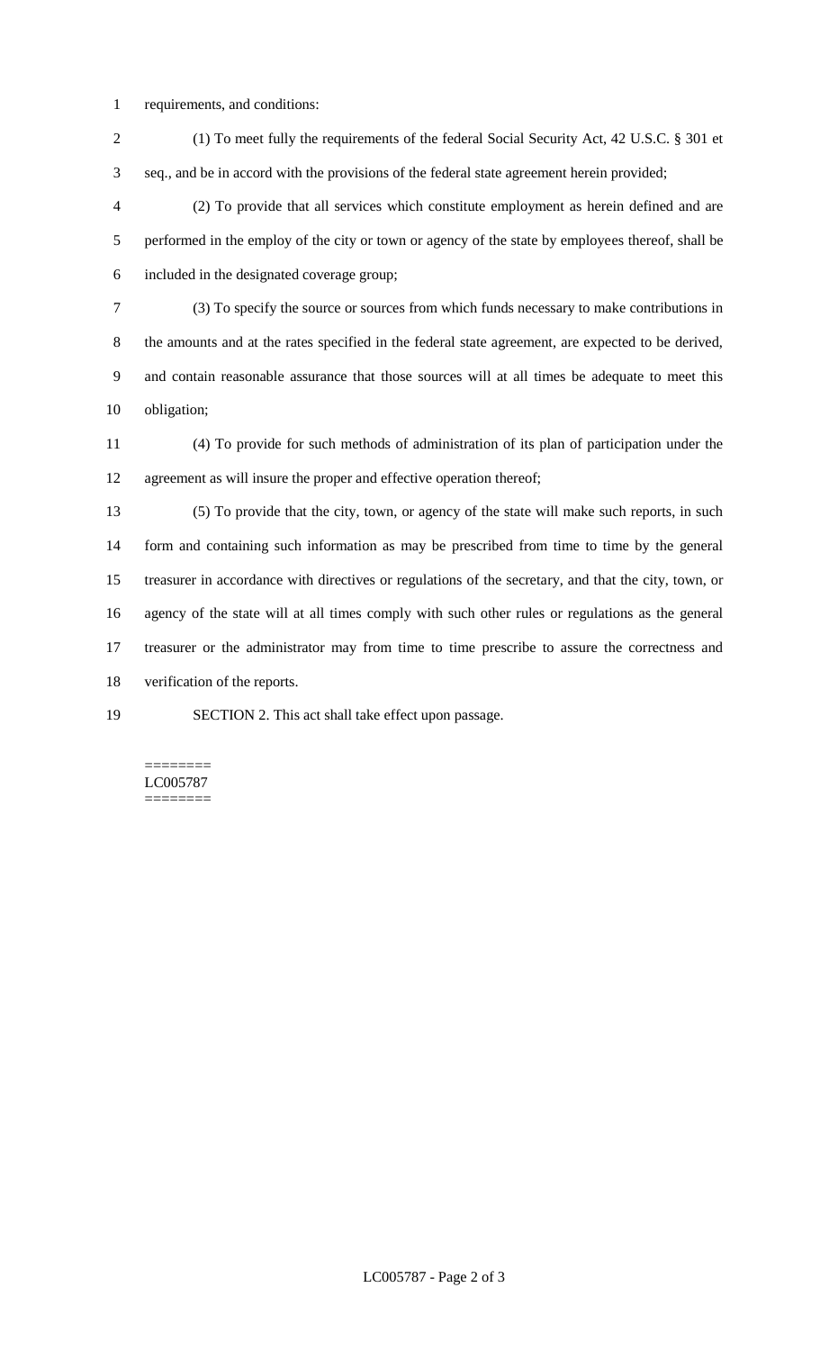requirements, and conditions:

(1) To meet fully the requirements of the federal Social Security Act, 42 U.S.C. § 301 et seq., and be in accord with the provisions of the federal state agreement herein provided;

(2) To provide that all services which constitute employment as herein defined and are performed in the employ of the city or town or agency of the state by employees thereof, shall be included in the designated coverage group;

(3) To specify the source or sources from which funds necessary to make contributions in the amounts and at the rates specified in the federal state agreement, are expected to be derived, and contain reasonable assurance that those sources will at all times be adequate to meet this obligation;

(4) To provide for such methods of administration of its plan of participation under the agreement as will insure the proper and effective operation thereof;

(5) To provide that the city, town, or agency of the state will make such reports, in such form and containing such information as may be prescribed from time to time by the general treasurer in accordance with directives or regulations of the secretary, and that the city, town, or agency of the state will at all times comply with such other rules or regulations as the general treasurer or the administrator may from time to time prescribe to assure the correctness and verification of the reports.

SECTION 2. This act shall take effect upon passage.

========
LC005787
========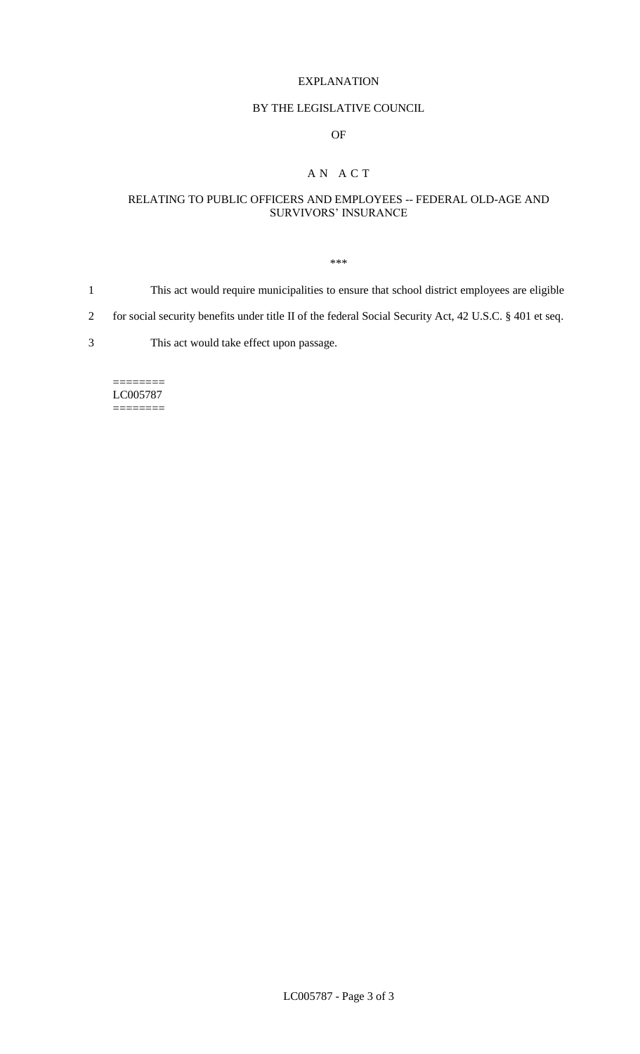EXPLANATION

BY THE LEGISLATIVE COUNCIL

OF

A N A C T

RELATING TO PUBLIC OFFICERS AND EMPLOYEES -- FEDERAL OLD-AGE AND SURVIVORS' INSURANCE

***

1 This act would require municipalities to ensure that school district employees are eligible
2 for social security benefits under title II of the federal Social Security Act, 42 U.S.C. § 401 et seq.
3 This act would take effect upon passage.

========
LC005787
========